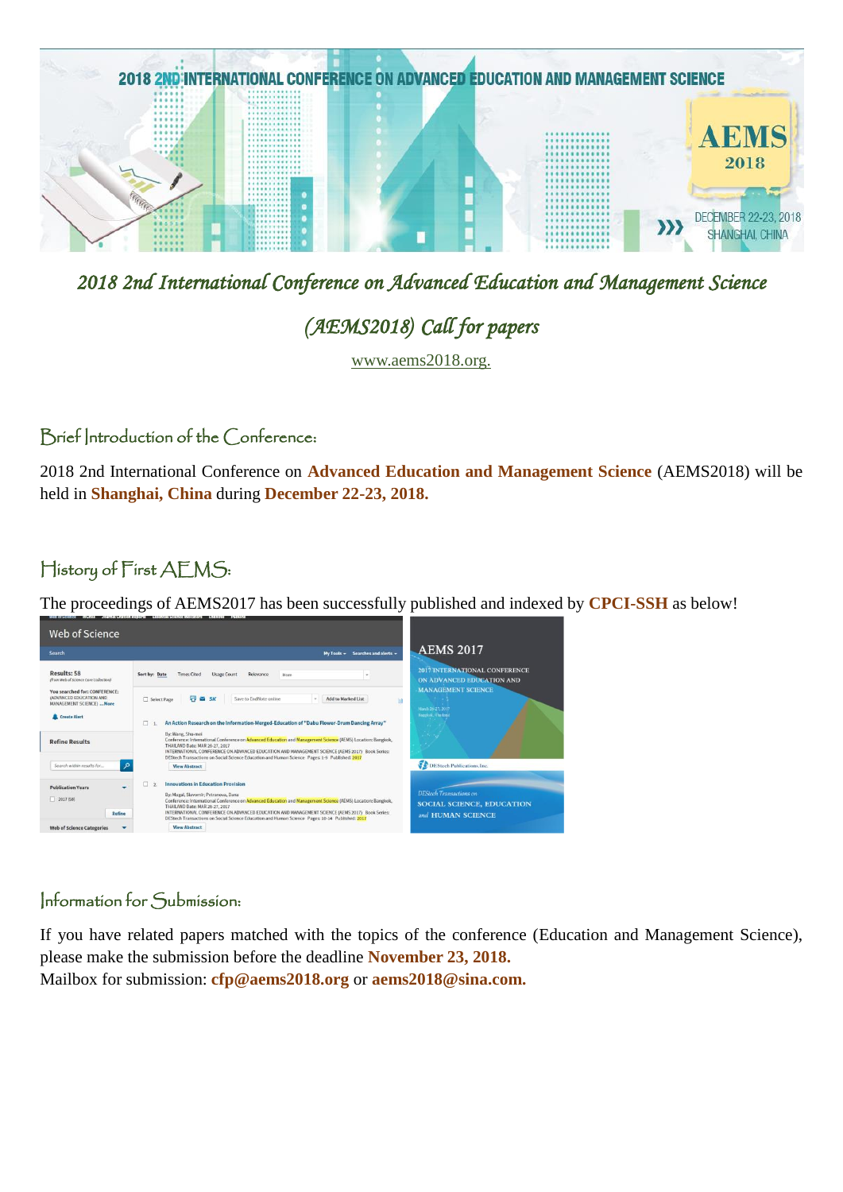# 2018 2nd International Conference on Advanced Education and Management Science (AEMS2018) Call for papers

www.aems2018.org.

## Brief Introduction of the Conference:

2018 2nd International Conference on **Advanced Education and Management Science** (AEMS2018) will be held in **Shanghai, China** during **December 22-23, 2018.**

## History of First AEMS:

The proceedings of AEMS2017 has been successfully published and indexed by **CPCI-SSH** as below!

## Information for Submission:

If you have related papers matched with the topics of the conference (Education and Management Science), please make the submission before the deadline **November 23, 2018.**

Mailbox for submission: **cfp@aems2018.org** or **aems2018@sina.com.**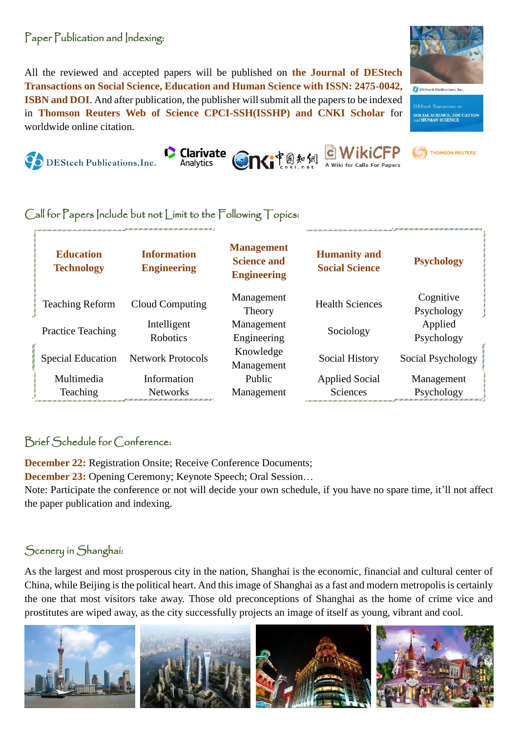## Paper Publication and Indexing:

All the reviewed and accepted papers will be published on **the Journal of DEStech Transactions on Social Science, Education and Human Science with ISSN: 2475-0042, ISBN and DOI**. And after publication, the publisher will submit all the papers to be indexed in **Thomson Reuters Web of Science CPCI-SSH(ISSHP) and CNKI Scholar** for worldwide online citation.

## Call for Papers Include but not Limit to the Following Topics:

| Education Technology | Information Engineering | Management Science and Engineering | Humanity and Social Science | Psychology |
|---|---|---|---|---|
| Teaching Reform | Cloud Computing | Management Theory | Health Sciences | Cognitive Psychology |
| Practice Teaching | Intelligent Robotics | Management Engineering | Sociology | Applied Psychology |
| Special Education | Network Protocols | Knowledge Management | Social History | Social Psychology |
| Multimedia Teaching | Information Networks | Public Management | Applied Social Sciences | Management Psychology |

## Brief Schedule for Conference:

**December 22:** Registration Onsite; Receive Conference Documents;
**December 23:** Opening Ceremony; Keynote Speech; Oral Session…
Note: Participate the conference or not will decide your own schedule, if you have no spare time, it'll not affect the paper publication and indexing.

## Scenery in Shanghai:

As the largest and most prosperous city in the nation, Shanghai is the economic, financial and cultural center of China, while Beijing is the political heart. And this image of Shanghai as a fast and modern metropolis is certainly the one that most visitors take away. Those old preconceptions of Shanghai as the home of crime vice and prostitutes are wiped away, as the city successfully projects an image of itself as young, vibrant and cool.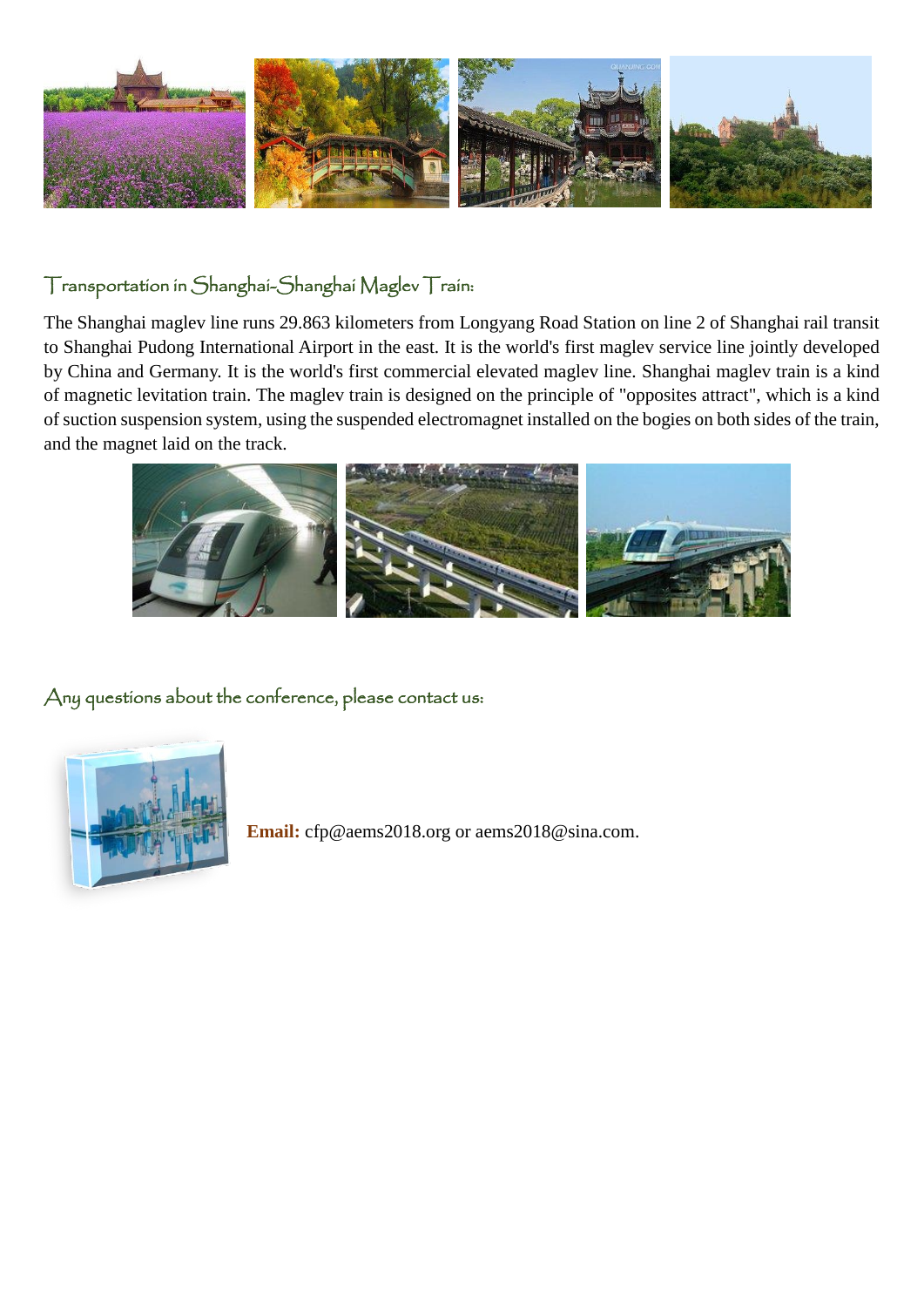## Transportation in Shanghai-Shanghai Maglev Train:

The Shanghai maglev line runs 29.863 kilometers from Longyang Road Station on line 2 of Shanghai rail transit to Shanghai Pudong International Airport in the east. It is the world's first maglev service line jointly developed by China and Germany. It is the world's first commercial elevated maglev line. Shanghai maglev train is a kind of magnetic levitation train. The maglev train is designed on the principle of "opposites attract", which is a kind of suction suspension system, using the suspended electromagnet installed on the bogies on both sides of the train, and the magnet laid on the track.

## Any questions about the conference, please contact us:

**Email:** cfp@aems2018.org or aems2018@sina.com.